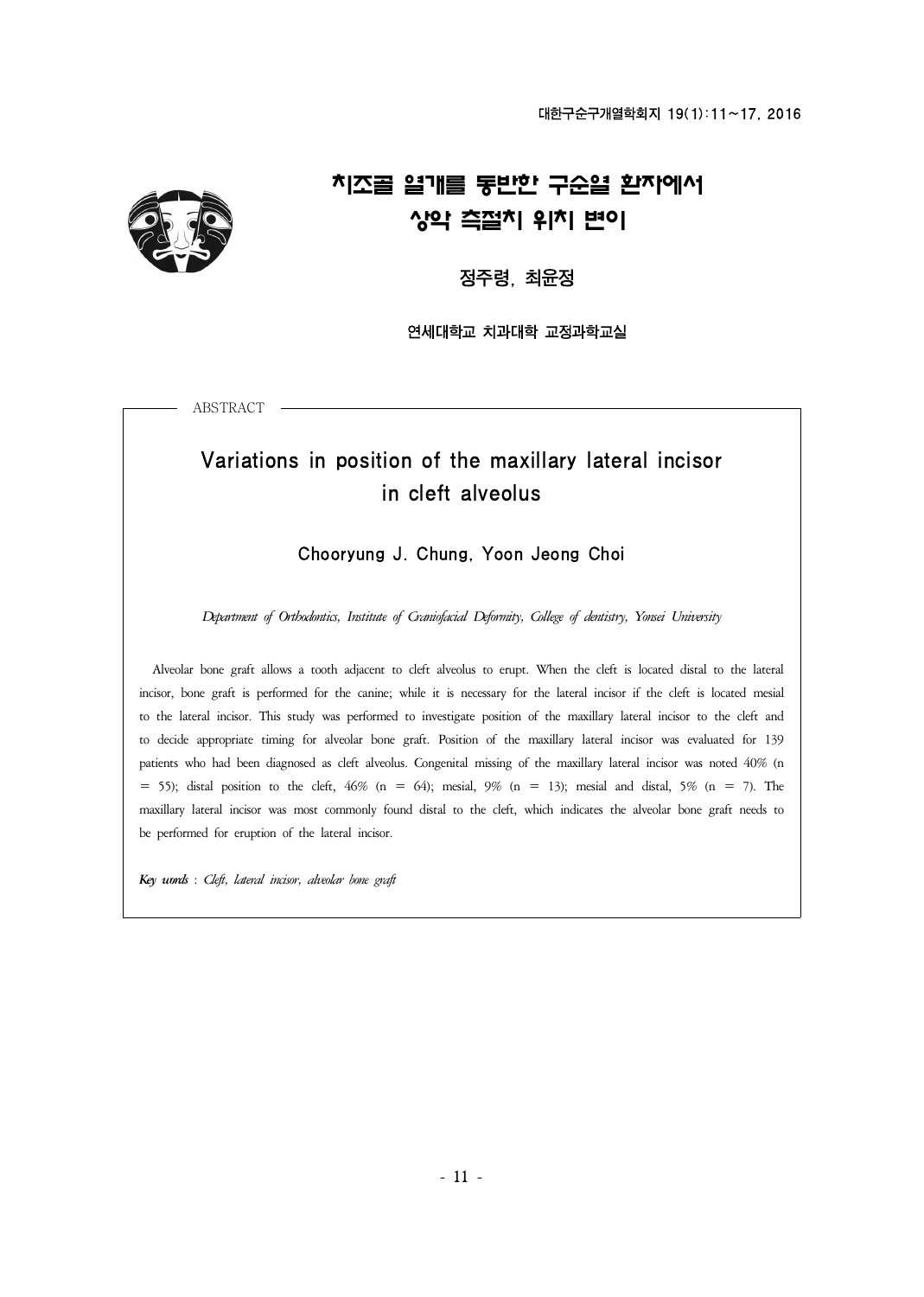# 치조골 열개를 동반한 구순열 환자에서 상악 측절치 위치 변이

정주령, 최윤정

연세대학교 치과대학 교정과학교실

ABSTRACT

## Variations in position of the maxillary lateral incisor in cleft alveolus

Chooryung J. Chung, Yoon Jeong Choi

*Department of Orthodontics, Institute of Craniofacial Deformity, College of dentistry, Yonsei University*

Alveolar bone graft allows a tooth adjacent to cleft alveolus to erupt. When the cleft is located distal to the lateral incisor, bone graft is performed for the canine; while it is necessary for the lateral incisor if the cleft is located mesial to the lateral incisor. This study was performed to investigate position of the maxillary lateral incisor to the cleft and to decide appropriate timing for alveolar bone graft. Position of the maxillary lateral incisor was evaluated for 139 patients who had been diagnosed as cleft alveolus. Congenital missing of the maxillary lateral incisor was noted 40% (n = 55); distal position to the cleft, 46% (n = 64); mesial, 9% (n = 13); mesial and distal, 5% (n = 7). The maxillary lateral incisor was most commonly found distal to the cleft, which indicates the alveolar bone graft needs to be performed for eruption of the lateral incisor.

***Key words*** : *Cleft, lateral incisor, alveolar bone graft*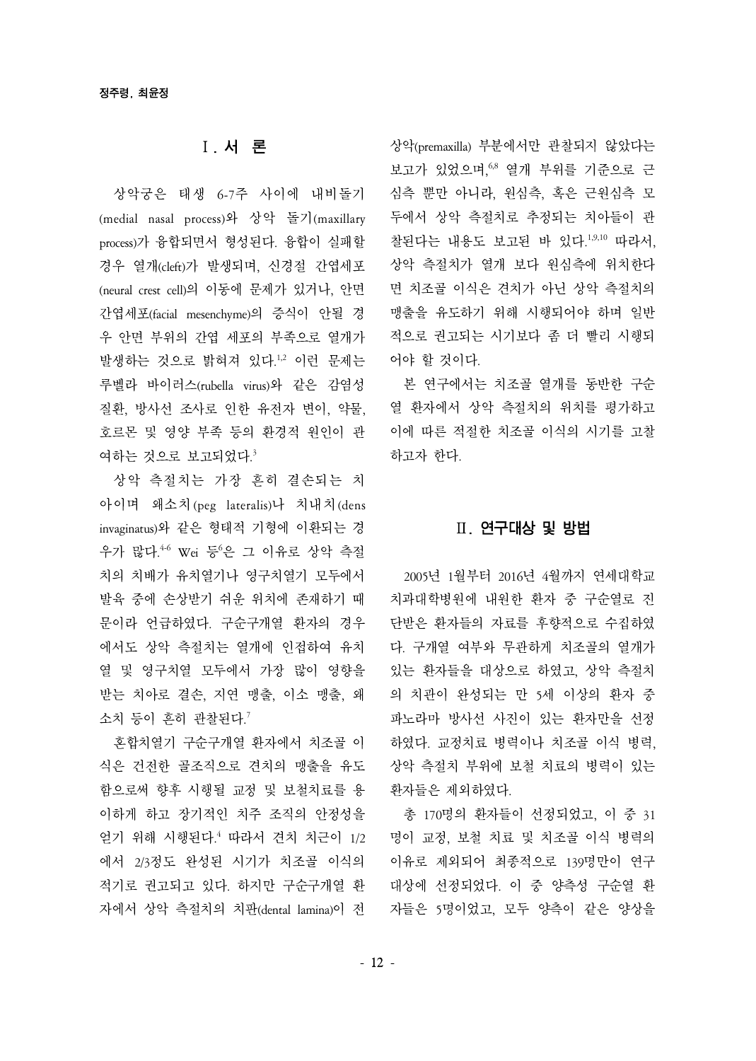## Ⅰ. 서 론

상악궁은 태생 6-7주 사이에 내비돌기(medial nasal process)와 상악 돌기(maxillary process)가 융합되면서 형성된다. 융합이 실패할 경우 열개(cleft)가 발생되며, 신경절 간엽세포(neural crest cell)의 이동에 문제가 있거나, 안면 간엽세포(facial mesenchyme)의 증식이 안될 경우 안면 부위의 간엽 세포의 부족으로 열개가 발생하는 것으로 밝혀져 있다.[1,2] 이런 문제는 루벨라 바이러스(rubella virus)와 같은 감염성 질환, 방사선 조사로 인한 유전자 변이, 약물, 호르몬 및 영양 부족 등의 환경적 원인이 관여하는 것으로 보고되었다.[3]

상악 측절치는 가장 흔히 결손되는 치아이며 왜소치(peg lateralis)나 치내치(dens invaginatus)와 같은 형태적 기형에 이환되는 경우가 많다.[4-6] Wei 등[6]은 그 이유로 상악 측절치의 치배가 유치열기나 영구치열기 모두에서 발육 중에 손상받기 쉬운 위치에 존재하기 때문이라 언급하였다. 구순구개열 환자의 경우에서도 상악 측절치는 열개에 인접하여 유치열 및 영구치열 모두에서 가장 많이 영향을 받는 치아로 결손, 지연 맹출, 이소 맹출, 왜소치 등이 흔히 관찰된다.[7]

혼합치열기 구순구개열 환자에서 치조골 이식은 건전한 골조직으로 견치의 맹출을 유도함으로써 향후 시행될 교정 및 보철치료를 용이하게 하고 장기적인 치주 조직의 안정성을 얻기 위해 시행된다.[4] 따라서 견치 치근이 1/2에서 2/3정도 완성된 시기가 치조골 이식의 적기로 권고되고 있다. 하지만 구순구개열 환자에서 상악 측절치의 치판(dental lamina)이 전상악(premaxilla) 부분에서만 관찰되지 않았다는 보고가 있었으며,[6,8] 열개 부위를 기준으로 근심측 뿐만 아니라, 원심측, 혹은 근원심측 모두에서 상악 측절치로 추정되는 치아들이 관찰된다는 내용도 보고된 바 있다.[1,9,10] 따라서, 상악 측절치가 열개 보다 원심측에 위치한다면 치조골 이식은 견치가 아닌 상악 측절치의 맹출을 유도하기 위해 시행되어야 하며 일반적으로 권고되는 시기보다 좀 더 빨리 시행되어야 할 것이다.

본 연구에서는 치조골 열개를 동반한 구순열 환자에서 상악 측절치의 위치를 평가하고 이에 따른 적절한 치조골 이식의 시기를 고찰하고자 한다.

## Ⅱ. 연구대상 및 방법

2005년 1월부터 2016년 4월까지 연세대학교 치과대학병원에 내원한 환자 중 구순열로 진단받은 환자들의 자료를 후향적으로 수집하였다. 구개열 여부와 무관하게 치조골의 열개가 있는 환자들을 대상으로 하였고, 상악 측절치의 치관이 완성되는 만 5세 이상의 환자 중 파노라마 방사선 사진이 있는 환자만을 선정하였다. 교정치료 병력이나 치조골 이식 병력, 상악 측절치 부위에 보철 치료의 병력이 있는 환자들은 제외하였다.

총 170명의 환자들이 선정되었고, 이 중 31명이 교정, 보철 치료 및 치조골 이식 병력의 이유로 제외되어 최종적으로 139명만이 연구대상에 선정되었다. 이 중 양측성 구순열 환자들은 5명이었고, 모두 양측이 같은 양상을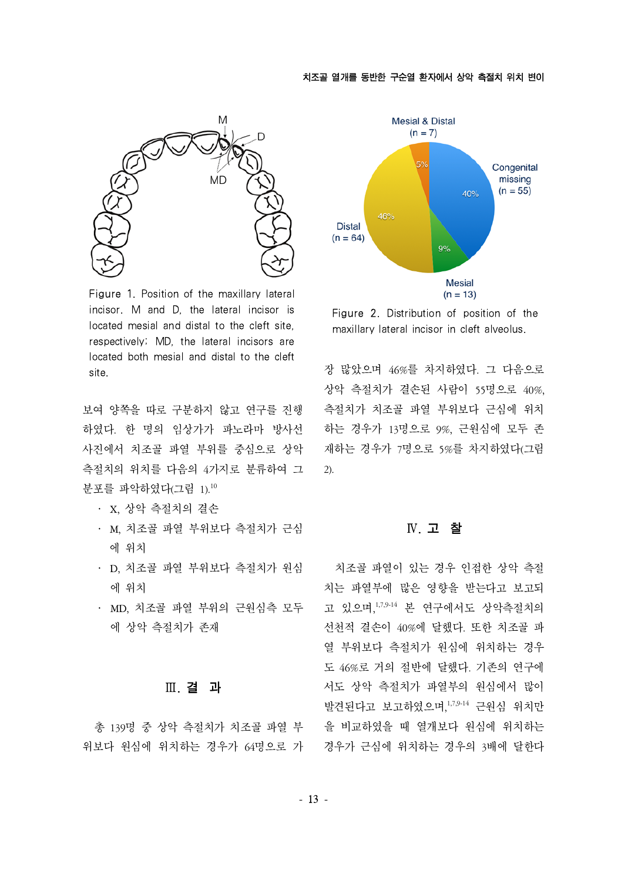Figure 1. Position of the maxillary lateral incisor. M and D, the lateral incisor is located mesial and distal to the cleft site, respectively; MD, the lateral incisors are located both mesial and distal to the cleft site.

보여 양쪽을 따로 구분하지 않고 연구를 진행하였다. 한 명의 임상가가 파노라마 방사선 사진에서 치조골 파열 부위를 중심으로 상악 측절치의 위치를 다음의 4가지로 분류하여 그 분포를 파악하였다(그림 1).[10]

- X, 상악 측절치의 결손
- M, 치조골 파열 부위보다 측절치가 근심에 위치
- D, 치조골 파열 부위보다 측절치가 원심에 위치
- MD, 치조골 파열 부위의 근원심측 모두에 상악 측절치가 존재

## Ⅲ. 결 과

총 139명 중 상악 측절치가 치조골 파열 부위보다 원심에 위치하는 경우가 64명으로 가장 많았으며 46%를 차지하였다. 그 다음으로 상악 측절치가 결손된 사람이 55명으로 40%, 측절치가 치조골 파열 부위보다 근심에 위치하는 경우가 13명으로 9%, 근원심에 모두 존재하는 경우가 7명으로 5%를 차지하였다(그림 2).

Figure 2. Distribution of position of the maxillary lateral incisor in cleft alveolus.

## Ⅳ. 고 찰

치조골 파열이 있는 경우 인접한 상악 측절치는 파열부에 많은 영향을 받는다고 보고되고 있으며,[1,7,9-14] 본 연구에서도 상악측절치의 선천적 결손이 40%에 달했다. 또한 치조골 파열 부위보다 측절치가 원심에 위치하는 경우도 46%로 거의 절반에 달했다. 기존의 연구에서도 상악 측절치가 파열부의 원심에서 많이 발견된다고 보고하였으며,[1,7,9-14] 근원심 위치만을 비교하였을 때 열개보다 원심에 위치하는 경우가 근심에 위치하는 경우의 3배에 달한다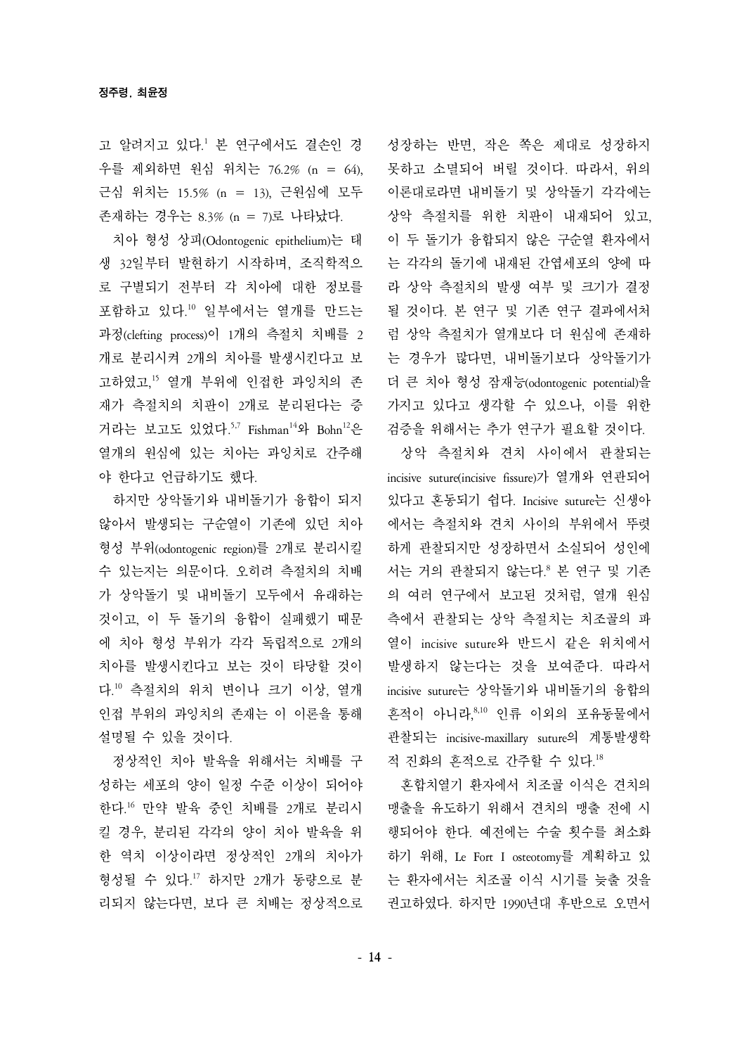고 알려지고 있다.[1] 본 연구에서도 결손인 경우를 제외하면 원심 위치는 76.2% (n = 64), 근심 위치는 15.5% (n = 13), 근원심에 모두 존재하는 경우는 8.3% (n = 7)로 나타났다.

치아 형성 상피(Odontogenic epithelium)는 태생 32일부터 발현하기 시작하며, 조직학적으로 구별되기 전부터 각 치아에 대한 정보를 포함하고 있다.[10] 일부에서는 열개를 만드는 과정(clefting process)이 1개의 측절치 치배를 2개로 분리시켜 2개의 치아를 발생시킨다고 보고하였고,[15] 열개 부위에 인접한 과잉치의 존재가 측절치의 치판이 2개로 분리된다는 증거라는 보고도 있었다.[5,7] Fishman[14]와 Bohn[12]은 열개의 원심에 있는 치아는 과잉치로 간주해야 한다고 언급하기도 했다.

하지만 상악돌기와 내비돌기가 융합이 되지 않아서 발생되는 구순열이 기존에 있던 치아 형성 부위(odontogenic region)를 2개로 분리시킬 수 있는지는 의문이다. 오히려 측절치의 치배가 상악돌기 및 내비돌기 모두에서 유래하는 것이고, 이 두 돌기의 융합이 실패했기 때문에 치아 형성 부위가 각각 독립적으로 2개의 치아를 발생시킨다고 보는 것이 타당할 것이다.[10] 측절치의 위치 변이나 크기 이상, 열개 인접 부위의 과잉치의 존재는 이 이론을 통해 설명될 수 있을 것이다.

정상적인 치아 발육을 위해서는 치배를 구성하는 세포의 양이 일정 수준 이상이 되어야 한다.[16] 만약 발육 중인 치배를 2개로 분리시킬 경우, 분리된 각각의 양이 치아 발육을 위한 역치 이상이라면 정상적인 2개의 치아가 형성될 수 있다.[17] 하지만 2개가 동량으로 분리되지 않는다면, 보다 큰 치배는 정상적으로 성장하는 반면, 작은 쪽은 제대로 성장하지 못하고 소멸되어 버릴 것이다. 따라서, 위의 이론대로라면 내비돌기 및 상악돌기 각각에는 상악 측절치를 위한 치판이 내재되어 있고, 이 두 돌기가 융합되지 않은 구순열 환자에서는 각각의 돌기에 내재된 간엽세포의 양에 따라 상악 측절치의 발생 여부 및 크기가 결정될 것이다. 본 연구 및 기존 연구 결과에서처럼 상악 측절치가 열개보다 더 원심에 존재하는 경우가 많다면, 내비돌기보다 상악돌기가 더 큰 치아 형성 잠재능(odontogenic potential)을 가지고 있다고 생각할 수 있으나, 이를 위한 검증을 위해서는 추가 연구가 필요할 것이다.

상악 측절치와 견치 사이에서 관찰되는 incisive suture(incisive fissure)가 열개와 연관되어 있다고 혼동되기 쉽다. Incisive suture는 신생아에서는 측절치와 견치 사이의 부위에서 뚜렷하게 관찰되지만 성장하면서 소실되어 성인에서는 거의 관찰되지 않는다.[8] 본 연구 및 기존의 여러 연구에서 보고된 것처럼, 열개 원심측에서 관찰되는 상악 측절치는 치조골의 파열이 incisive suture와 반드시 같은 위치에서 발생하지 않는다는 것을 보여준다. 따라서 incisive suture는 상악돌기와 내비돌기의 융합의 흔적이 아니라,[8,10] 인류 이외의 포유동물에서 관찰되는 incisive-maxillary suture의 계통발생학적 진화의 흔적으로 간주할 수 있다.[18]

혼합치열기 환자에서 치조골 이식은 견치의 맹출을 유도하기 위해서 견치의 맹출 전에 시행되어야 한다. 예전에는 수술 횟수를 최소화하기 위해, Le Fort I osteotomy를 계획하고 있는 환자에서는 치조골 이식 시기를 늦출 것을 권고하였다. 하지만 1990년대 후반으로 오면서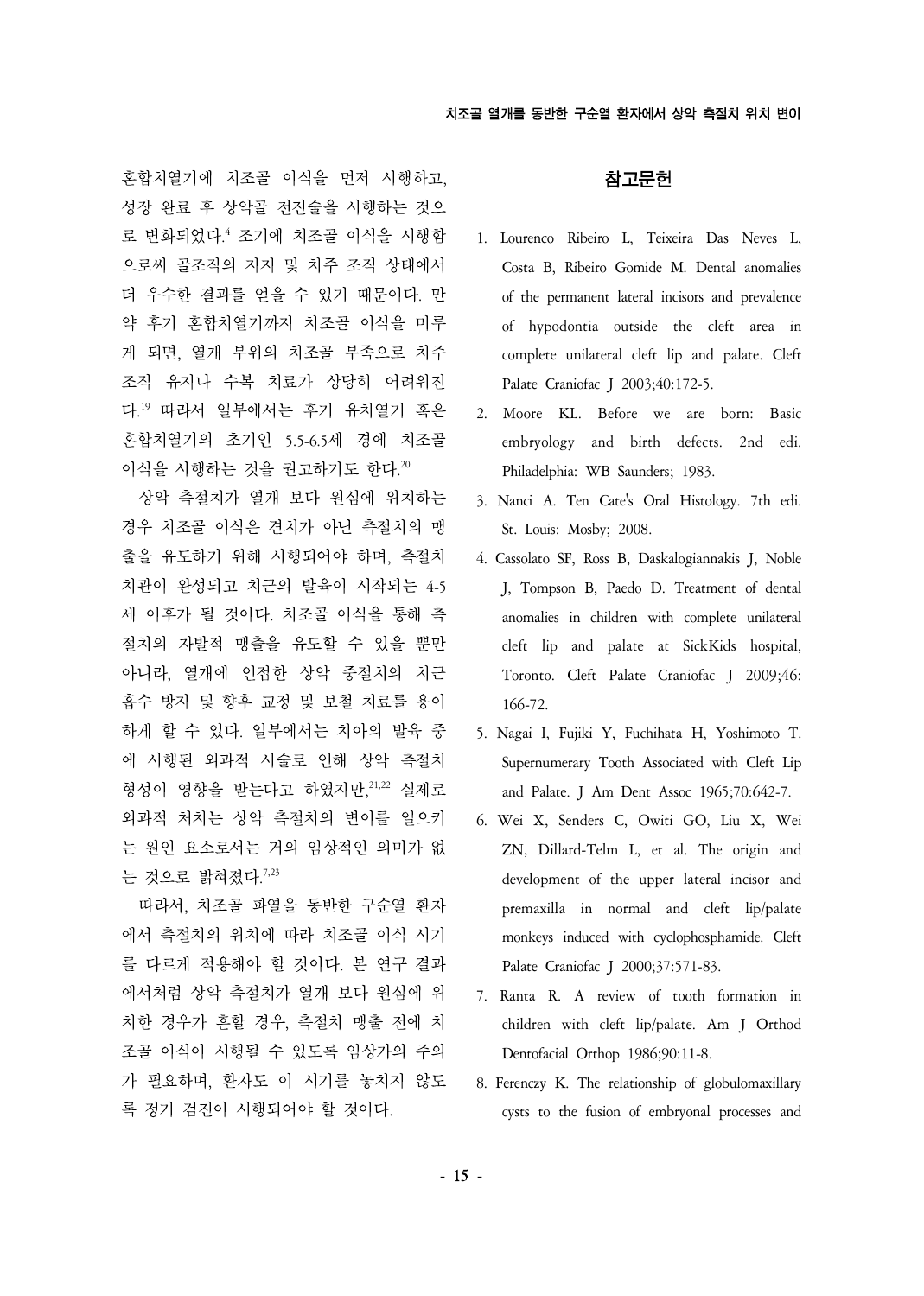혼합치열기에 치조골 이식을 먼저 시행하고, 성장 완료 후 상악골 전진술을 시행하는 것으로 변화되었다.[4] 조기에 치조골 이식을 시행함으로써 골조직의 지지 및 치주 조직 상태에서 더 우수한 결과를 얻을 수 있기 때문이다. 만약 후기 혼합치열기까지 치조골 이식을 미루게 되면, 열개 부위의 치조골 부족으로 치주 조직 유지나 수복 치료가 상당히 어려워진다.[19] 따라서 일부에서는 후기 유치열기 혹은 혼합치열기의 초기인 5.5-6.5세 경에 치조골 이식을 시행하는 것을 권고하기도 한다.[20]

상악 측절치가 열개 보다 원심에 위치하는 경우 치조골 이식은 견치가 아닌 측절치의 맹출을 유도하기 위해 시행되어야 하며, 측절치 치관이 완성되고 치근의 발육이 시작되는 4-5세 이후가 될 것이다. 치조골 이식을 통해 측절치의 자발적 맹출을 유도할 수 있을 뿐만 아니라, 열개에 인접한 상악 중절치의 치근 흡수 방지 및 향후 교정 및 보철 치료를 용이하게 할 수 있다. 일부에서는 치아의 발육 중에 시행된 외과적 시술로 인해 상악 측절치 형성이 영향을 받는다고 하였지만,[21,22] 실제로 외과적 처치는 상악 측절치의 변이를 일으키는 원인 요소로서는 거의 임상적인 의미가 없는 것으로 밝혀졌다.[7,23]

따라서, 치조골 파열을 동반한 구순열 환자에서 측절치의 위치에 따라 치조골 이식 시기를 다르게 적용해야 할 것이다. 본 연구 결과에서처럼 상악 측절치가 열개 보다 원심에 위치한 경우가 흔할 경우, 측절치 맹출 전에 치조골 이식이 시행될 수 있도록 임상가의 주의가 필요하며, 환자도 이 시기를 놓치지 않도록 정기 검진이 시행되어야 할 것이다.

## 참고문헌

1. Lourenco Ribeiro L, Teixeira Das Neves L, Costa B, Ribeiro Gomide M. Dental anomalies of the permanent lateral incisors and prevalence of hypodontia outside the cleft area in complete unilateral cleft lip and palate. Cleft Palate Craniofac J 2003;40:172-5.
2. Moore KL. Before we are born: Basic embryology and birth defects. 2nd edi. Philadelphia: WB Saunders; 1983.
3. Nanci A. Ten Cate's Oral Histology. 7th edi. St. Louis: Mosby; 2008.
4. Cassolato SF, Ross B, Daskalogiannakis J, Noble J, Tompson B, Paedo D. Treatment of dental anomalies in children with complete unilateral cleft lip and palate at SickKids hospital, Toronto. Cleft Palate Craniofac J 2009;46:166-72.
5. Nagai I, Fujiki Y, Fuchihata H, Yoshimoto T. Supernumerary Tooth Associated with Cleft Lip and Palate. J Am Dent Assoc 1965;70:642-7.
6. Wei X, Senders C, Owiti GO, Liu X, Wei ZN, Dillard-Telm L, et al. The origin and development of the upper lateral incisor and premaxilla in normal and cleft lip/palate monkeys induced with cyclophosphamide. Cleft Palate Craniofac J 2000;37:571-83.
7. Ranta R. A review of tooth formation in children with cleft lip/palate. Am J Orthod Dentofacial Orthop 1986;90:11-8.
8. Ferenczy K. The relationship of globulomaxillary cysts to the fusion of embryonal processes and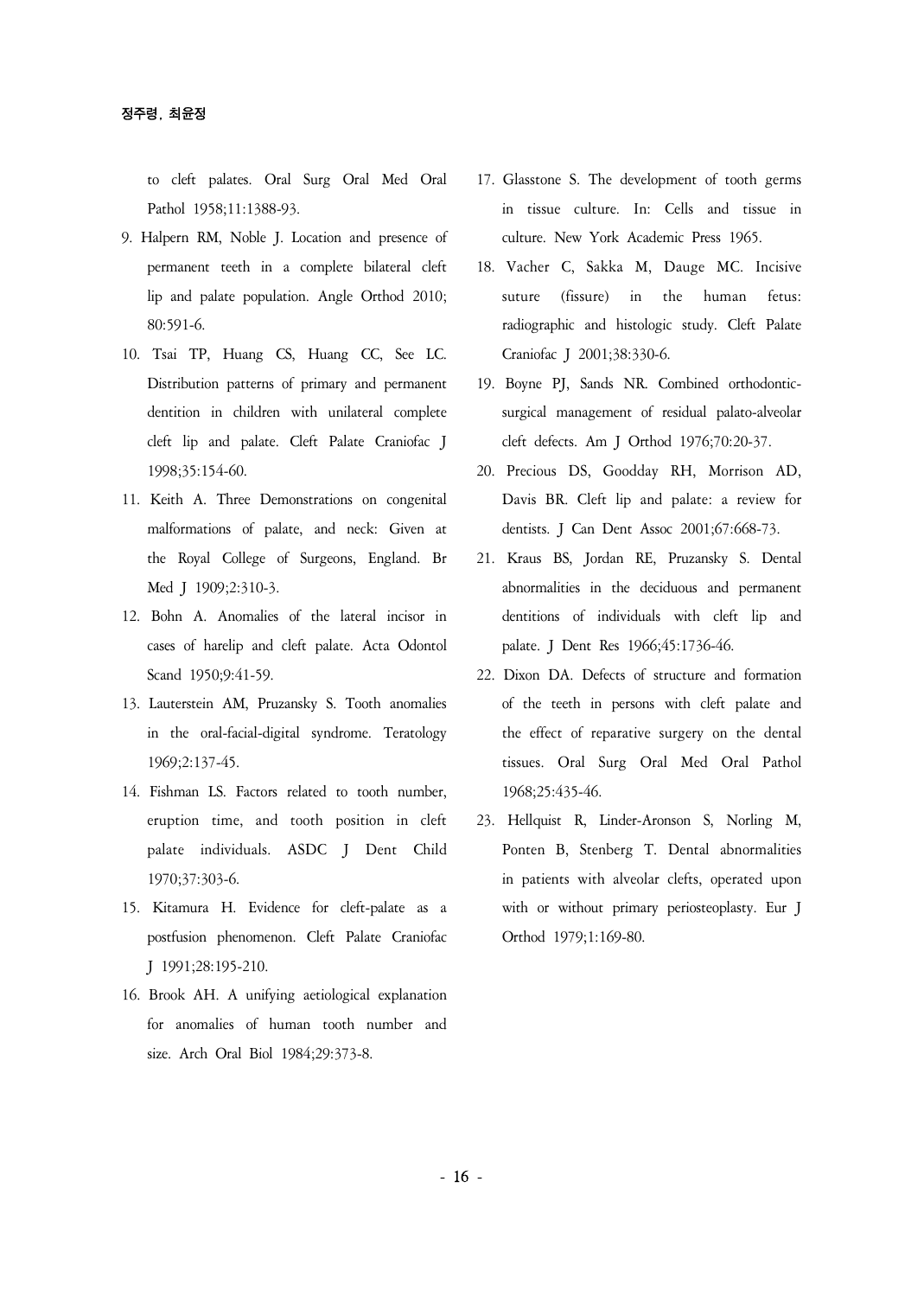to cleft palates. Oral Surg Oral Med Oral Pathol 1958;11:1388-93.

9. Halpern RM, Noble J. Location and presence of permanent teeth in a complete bilateral cleft lip and palate population. Angle Orthod 2010; 80:591-6.
10. Tsai TP, Huang CS, Huang CC, See LC. Distribution patterns of primary and permanent dentition in children with unilateral complete cleft lip and palate. Cleft Palate Craniofac J 1998;35:154-60.
11. Keith A. Three Demonstrations on congenital malformations of palate, and neck: Given at the Royal College of Surgeons, England. Br Med J 1909;2:310-3.
12. Bohn A. Anomalies of the lateral incisor in cases of harelip and cleft palate. Acta Odontol Scand 1950;9:41-59.
13. Lauterstein AM, Pruzansky S. Tooth anomalies in the oral-facial-digital syndrome. Teratology 1969;2:137-45.
14. Fishman LS. Factors related to tooth number, eruption time, and tooth position in cleft palate individuals. ASDC J Dent Child 1970;37:303-6.
15. Kitamura H. Evidence for cleft-palate as a postfusion phenomenon. Cleft Palate Craniofac J 1991;28:195-210.
16. Brook AH. A unifying aetiological explanation for anomalies of human tooth number and size. Arch Oral Biol 1984;29:373-8.
17. Glasstone S. The development of tooth germs in tissue culture. In: Cells and tissue in culture. New York Academic Press 1965.
18. Vacher C, Sakka M, Dauge MC. Incisive suture (fissure) in the human fetus: radiographic and histologic study. Cleft Palate Craniofac J 2001;38:330-6.
19. Boyne PJ, Sands NR. Combined orthodontic-surgical management of residual palato-alveolar cleft defects. Am J Orthod 1976;70:20-37.
20. Precious DS, Goodday RH, Morrison AD, Davis BR. Cleft lip and palate: a review for dentists. J Can Dent Assoc 2001;67:668-73.
21. Kraus BS, Jordan RE, Pruzansky S. Dental abnormalities in the deciduous and permanent dentitions of individuals with cleft lip and palate. J Dent Res 1966;45:1736-46.
22. Dixon DA. Defects of structure and formation of the teeth in persons with cleft palate and the effect of reparative surgery on the dental tissues. Oral Surg Oral Med Oral Pathol 1968;25:435-46.
23. Hellquist R, Linder-Aronson S, Norling M, Ponten B, Stenberg T. Dental abnormalities in patients with alveolar clefts, operated upon with or without primary periosteoplasty. Eur J Orthod 1979;1:169-80.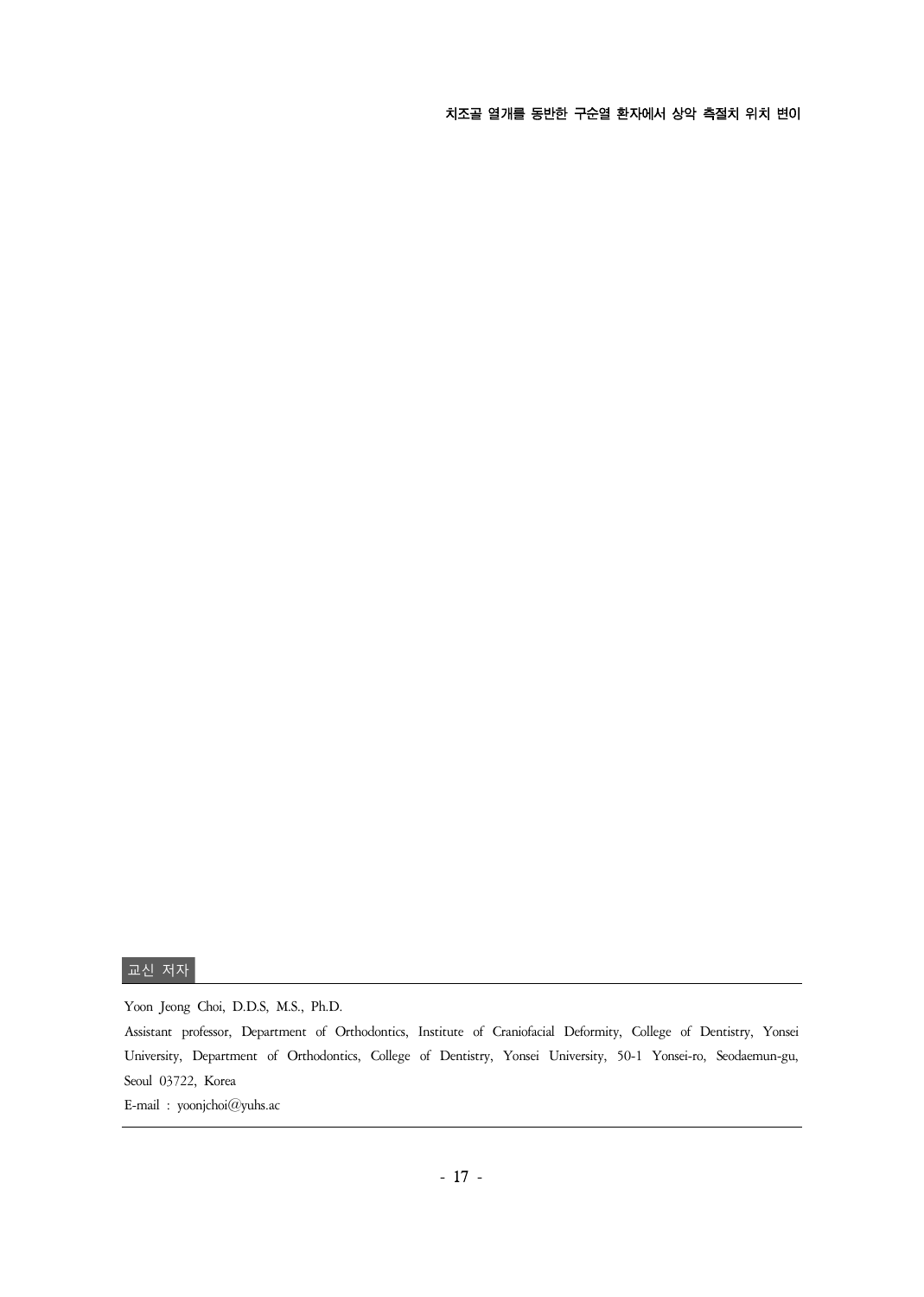## 교신 저자

Yoon Jeong Choi, D.D.S, M.S., Ph.D.

Assistant professor, Department of Orthodontics, Institute of Craniofacial Deformity, College of Dentistry, Yonsei University, Department of Orthodontics, College of Dentistry, Yonsei University, 50-1 Yonsei-ro, Seodaemun-gu, Seoul 03722, Korea

E-mail : yoonjchoi@yuhs.ac